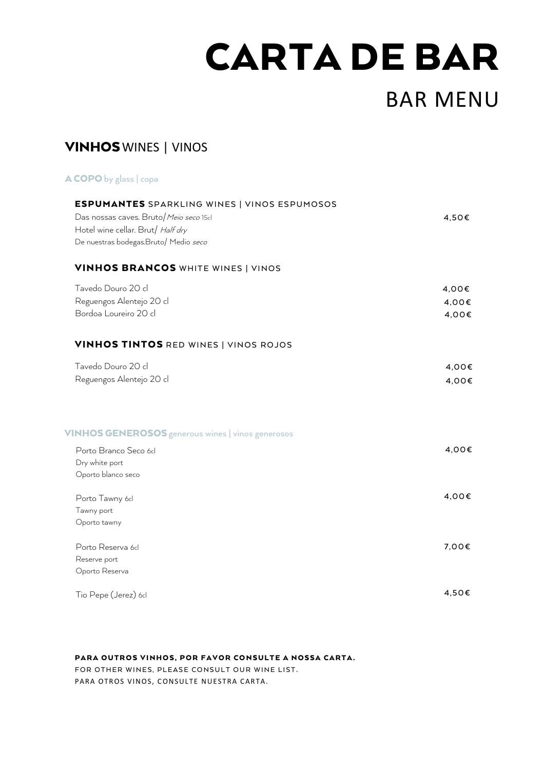# CARTA DE BAR

## BAR MENU

## **VINHOS** WINES | VINOS

### **A COPO** by glass | copa

#### **ESPUMANTES** SPARKLING WINES | VINOS ESPUMOSOS

| | |
|---|---|
| Das nossas caves. Bruto/*Meio seco* 15cl<br>Hotel wine cellar. Brut/ *Half dry*<br>De nuestras bodegas.Bruto/ Medio *seco* | 4,50€ |

#### **VINHOS BRANCOS** WHITE WINES | VINOS

| | |
|---|---|
| Tavedo Douro 20 cl | 4,00€ |
| Reguengos Alentejo 20 cl | 4,00€ |
| Bordoa Loureiro 20 cl | 4,00€ |

#### **VINHOS TINTOS** RED WINES | VINOS ROJOS

| | |
|---|---|
| Tavedo Douro 20 cl | 4,00€ |
| Reguengos Alentejo 20 cl | 4,00€ |

### **VINHOS GENEROSOS** generous wines | vinos generosos

| | |
|---|---|
| Porto Branco Seco 6cl<br>Dry white port<br>Oporto blanco seco | 4,00€ |
| Porto Tawny 6cl<br>Tawny port<br>Oporto tawny | 4,00€ |
| Porto Reserva 6cl<br>Reserve port<br>Oporto Reserva | 7,00€ |
| Tio Pepe (Jerez) 6cl | 4,50€ |

**PARA OUTROS VINHOS, POR FAVOR CONSULTE A NOSSA CARTA.**
FOR OTHER WINES, PLEASE CONSULT OUR WINE LIST.
PARA OTROS VINOS, CONSULTE NUESTRA CARTA.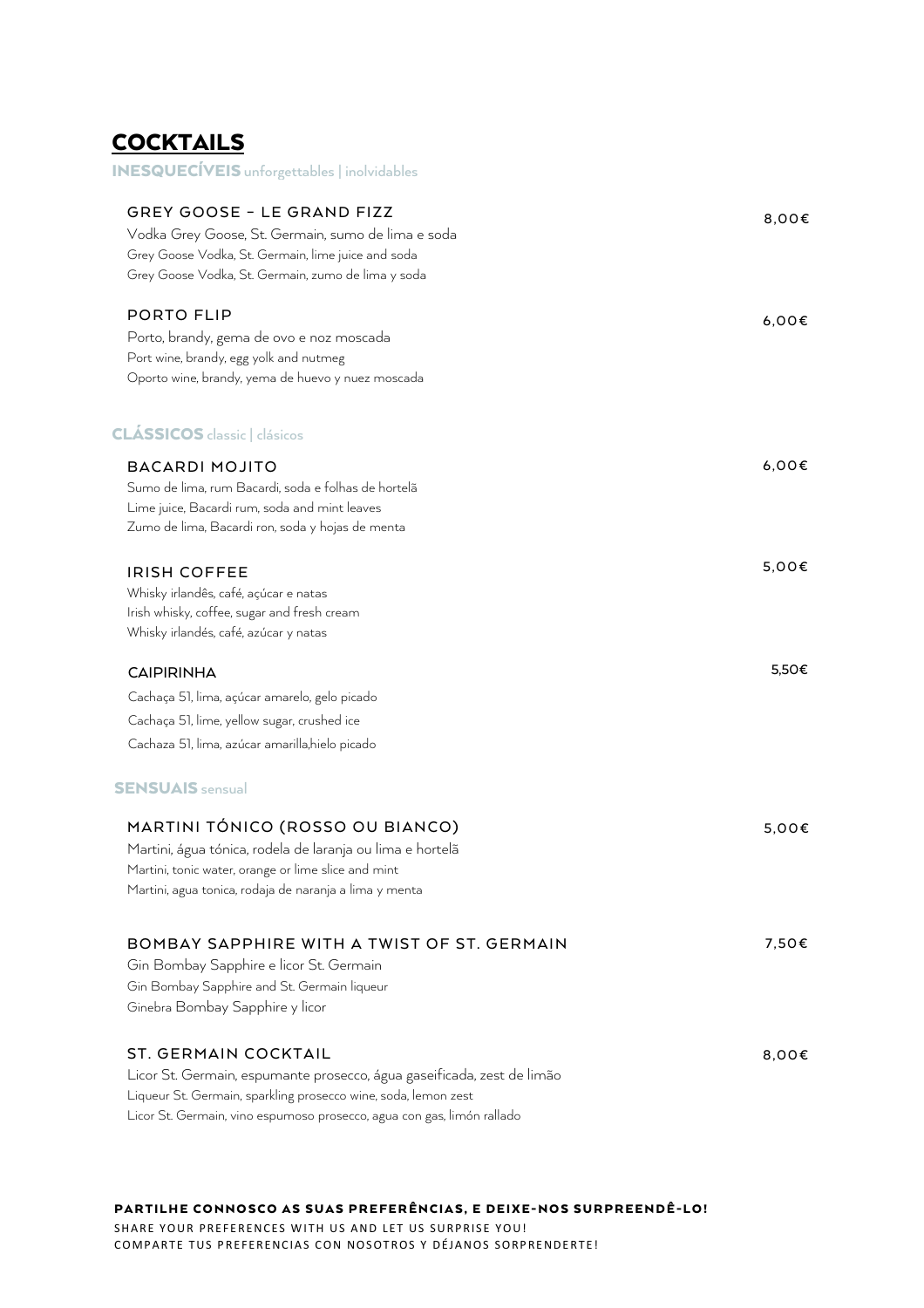# COCKTAILS

## INESQUECÍVEIS unforgettables | inolvidables

### GREY GOOSE – LE GRAND FIZZ — 8,00€

Vodka Grey Goose, St. Germain, sumo de lima e soda
Grey Goose Vodka, St. Germain, lime juice and soda
Grey Goose Vodka, St. Germain, zumo de lima y soda

### PORTO FLIP — 6,00€

Porto, brandy, gema de ovo e noz moscada
Port wine, brandy, egg yolk and nutmeg
Oporto wine, brandy, yema de huevo y nuez moscada

## CLÁSSICOS classic | clásicos

### BACARDI MOJITO — 6,00€

Sumo de lima, rum Bacardi, soda e folhas de hortelã
Lime juice, Bacardi rum, soda and mint leaves
Zumo de lima, Bacardi ron, soda y hojas de menta

### IRISH COFFEE — 5,00€

Whisky irlandês, café, açúcar e natas
Irish whisky, coffee, sugar and fresh cream
Whisky irlandés, café, azúcar y natas

### CAIPIRINHA — 5,50€

Cachaça 51, lima, açúcar amarelo, gelo picado
Cachaça 51, lime, yellow sugar, crushed ice
Cachaza 51, lima, azúcar amarilla,hielo picado

## SENSUAIS sensual

### MARTINI TÓNICO (ROSSO OU BIANCO) — 5,00€

Martini, água tónica, rodela de laranja ou lima e hortelã
Martini, tonic water, orange or lime slice and mint
Martini, agua tonica, rodaja de naranja a lima y menta

### BOMBAY SAPPHIRE WITH A TWIST OF ST. GERMAIN — 7,50€

Gin Bombay Sapphire e licor St. Germain
Gin Bombay Sapphire and St. Germain liqueur
Ginebra Bombay Sapphire y licor

### ST. GERMAIN COCKTAIL — 8,00€

Licor St. Germain, espumante prosecco, água gaseificada, zest de limão
Liqueur St. Germain, sparkling prosecco wine, soda, lemon zest
Licor St. Germain, vino espumoso prosecco, agua con gas, limón rallado

**PARTILHE CONNOSCO AS SUAS PREFERÊNCIAS, E DEIXE-NOS SURPREENDÊ-LO!**
SHARE YOUR PREFERENCES WITH US AND LET US SURPRISE YOU!
COMPARTE TUS PREFERENCIAS CON NOSOTROS Y DÉJANOS SORPRENDERTE!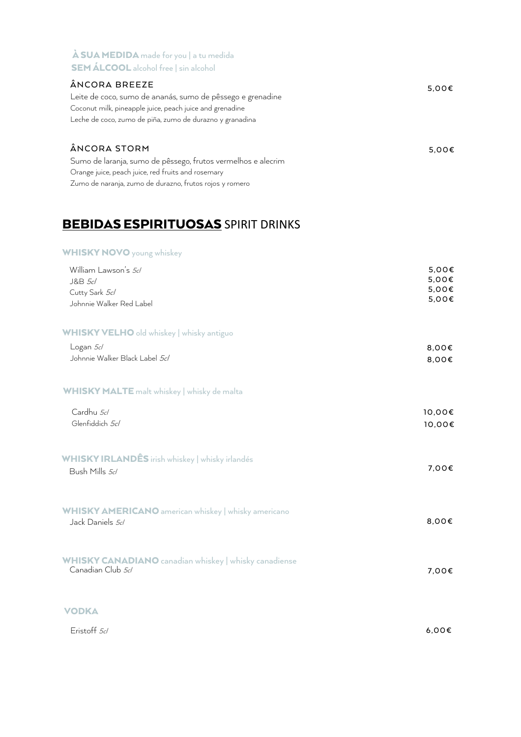### **À SUA MEDIDA** made for you | a tu medida

### **SEM ÁLCOOL** alcohol free | sin alcohol

ÂNCORA BREEZE — 5,00€

Leite de coco, sumo de ananás, sumo de pêssego e grenadine
Coconut milk, pineapple juice, peach juice and grenadine
Leche de coco, zumo de piña, zumo de durazno y granadina

ÂNCORA STORM — 5,00€

Sumo de laranja, sumo de pêssego, frutos vermelhos e alecrim
Orange juice, peach juice, red fruits and rosemary
Zumo de naranja, zumo de durazno, frutos rojos y romero

## **BEBIDAS ESPIRITUOSAS** SPIRIT DRINKS

### **WHISKY NOVO** young whiskey

| | |
|---|---|
| William Lawson's *5cl* | 5,00€ |
| J&B *5cl* | 5,00€ |
| Cutty Sark *5cl* | 5,00€ |
| Johnnie Walker Red Label | 5,00€ |

### **WHISKY VELHO** old whiskey | whisky antiguo

| | |
|---|---|
| Logan *5cl* | 8,00€ |
| Johnnie Walker Black Label *5cl* | 8,00€ |

### **WHISKY MALTE** malt whiskey | whisky de malta

| | |
|---|---|
| Cardhu *5cl* | 10,00€ |
| Glenfiddich *5cl* | 10,00€ |

### **WHISKY IRLANDÊS** irish whiskey | whisky irlandés

| | |
|---|---|
| Bush Mills *5cl* | 7,00€ |

### **WHISKY AMERICANO** american whiskey | whisky americano

| | |
|---|---|
| Jack Daniels *5cl* | 8,00€ |

### **WHISKY CANADIANO** canadian whiskey | whisky canadiense

| | |
|---|---|
| Canadian Club *5cl* | 7,00€ |

### **VODKA**

| | |
|---|---|
| Eristoff *5cl* | 6,00€ |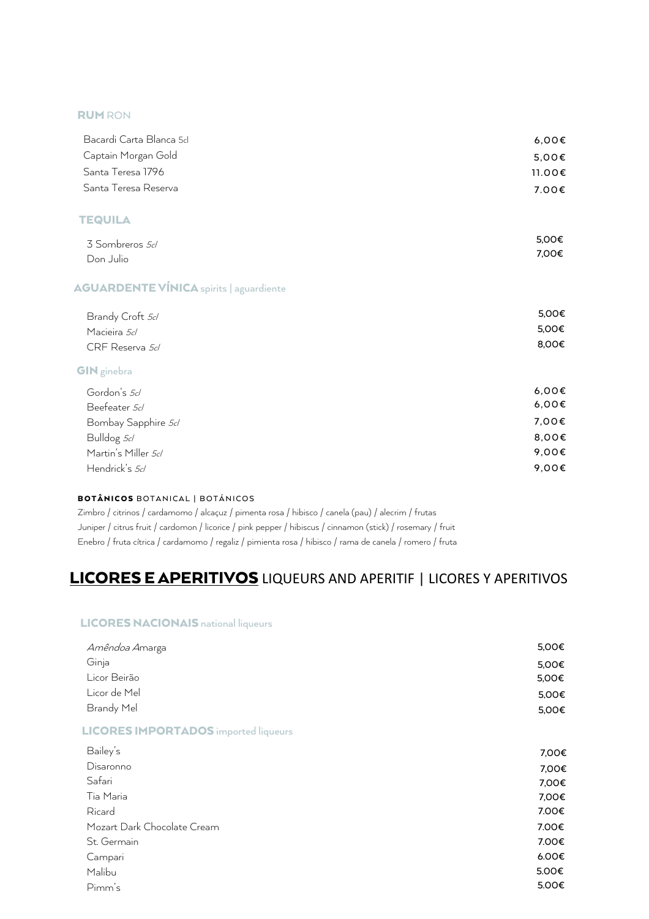### **RUM** RON

| | |
|---|---|
| Bacardi Carta Blanca 5cl | 6,00€ |
| Captain Morgan Gold | 5,00€ |
| Santa Teresa 1796 | 11.00€ |
| Santa Teresa Reserva | 7.00€ |

### **TEQUILA**

| | |
|---|---|
| 3 Sombreros *5cl* | 5,00€ |
| Don Julio | 7,00€ |

### **AGUARDENTE VÍNICA** spirits | aguardiente

| | |
|---|---|
| Brandy Croft *5cl* | 5,00€ |
| Macieira *5cl* | 5,00€ |
| CRF Reserva *5cl* | 8,00€ |

### **GIN** ginebra

| | |
|---|---|
| Gordon's *5cl* | 6,00€ |
| Beefeater *5cl* | 6,00€ |
| Bombay Sapphire *5cl* | 7,00€ |
| Bulldog *5cl* | 8,00€ |
| Martin's Miller *5cl* | 9,00€ |
| Hendrick's *5cl* | 9,00€ |

**BOTÂNICOS** BOTANICAL | BOTÁNICOS

Zimbro / citrinos / cardamomo / alcaçuz / pimenta rosa / hibisco / canela (pau) / alecrim / frutas
Juniper / citrus fruit / cardomon / licorice / pink pepper / hibiscus / cinnamon (stick) / rosemary / fruit
Enebro / fruta cítrica / cardamomo / regaliz / pimienta rosa / hibisco / rama de canela / romero / fruta

## **LICORES E APERITIVOS** LIQUEURS AND APERITIF | LICORES Y APERITIVOS

### **LICORES NACIONAIS** national liqueurs

| | |
|---|---|
| *Amêndoa A*marga | 5,00€ |
| Ginja | 5,00€ |
| Licor Beirão | 5,00€ |
| Licor de Mel | 5,00€ |
| Brandy Mel | 5,00€ |

### **LICORES IMPORTADOS** imported liqueurs

| | |
|---|---|
| Bailey's | 7,00€ |
| Disaronno | 7,00€ |
| Safari | 7,00€ |
| Tia Maria | 7,00€ |
| Ricard | 7.00€ |
| Mozart Dark Chocolate Cream | 7.00€ |
| St. Germain | 7.00€ |
| Campari | 6.00€ |
| Malibu | 5.00€ |
| Pimm's | 5.00€ |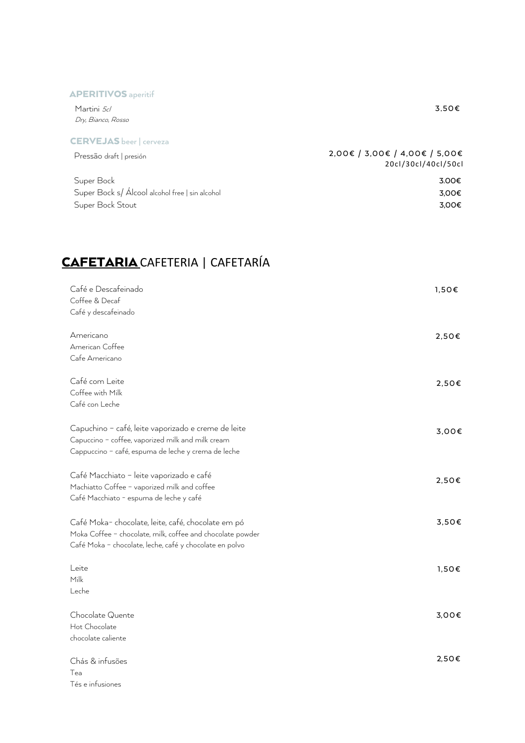### APERITIVOS aperitif

| | |
|---|---|
| Martini *5cl*<br>*Dry, Bianco, Rosso* | 3,50€ |

### CERVEJAS beer | cerveza

| | |
|---|---|
| Pressão draft \| presión | 2,00€ / 3,00€ / 4,00€ / 5,00€<br>20cl/30cl/40cl/50cl |
| Super Bock | 3.00€ |
| Super Bock s/ Álcool alcohol free \| sin alcohol | 3,00€ |
| Super Bock Stout | 3,00€ |

## **CAFETARIA** CAFETERIA | CAFETARÍA

| | |
|---|---|
| Café e Descafeinado<br>Coffee & Decaf<br>Café y descafeinado | 1,50€ |
| Americano<br>American Coffee<br>Cafe Americano | 2,50€ |
| Café com Leite<br>Coffee with Milk<br>Café con Leche | 2,50€ |
| Capuchino – café, leite vaporizado e creme de leite<br>Capuccino – coffee, vaporized milk and milk cream<br>Cappuccino – café, espuma de leche y crema de leche | 3,00€ |
| Café Macchiato – leite vaporizado e café<br>Machiatto Coffee - vaporized milk and coffee<br>Café Macchiato - espuma de leche y café | 2,50€ |
| Café Moka- chocolate, leite, café, chocolate em pó<br>Moka Coffee – chocolate, milk, coffee and chocolate powder<br>Café Moka – chocolate, leche, café y chocolate en polvo | 3,50€ |
| Leite<br>Milk<br>Leche | 1,50€ |
| Chocolate Quente<br>Hot Chocolate<br>chocolate caliente | 3,00€ |
| Chás & infusões<br>Tea<br>Tés e infusiones | 2,50€ |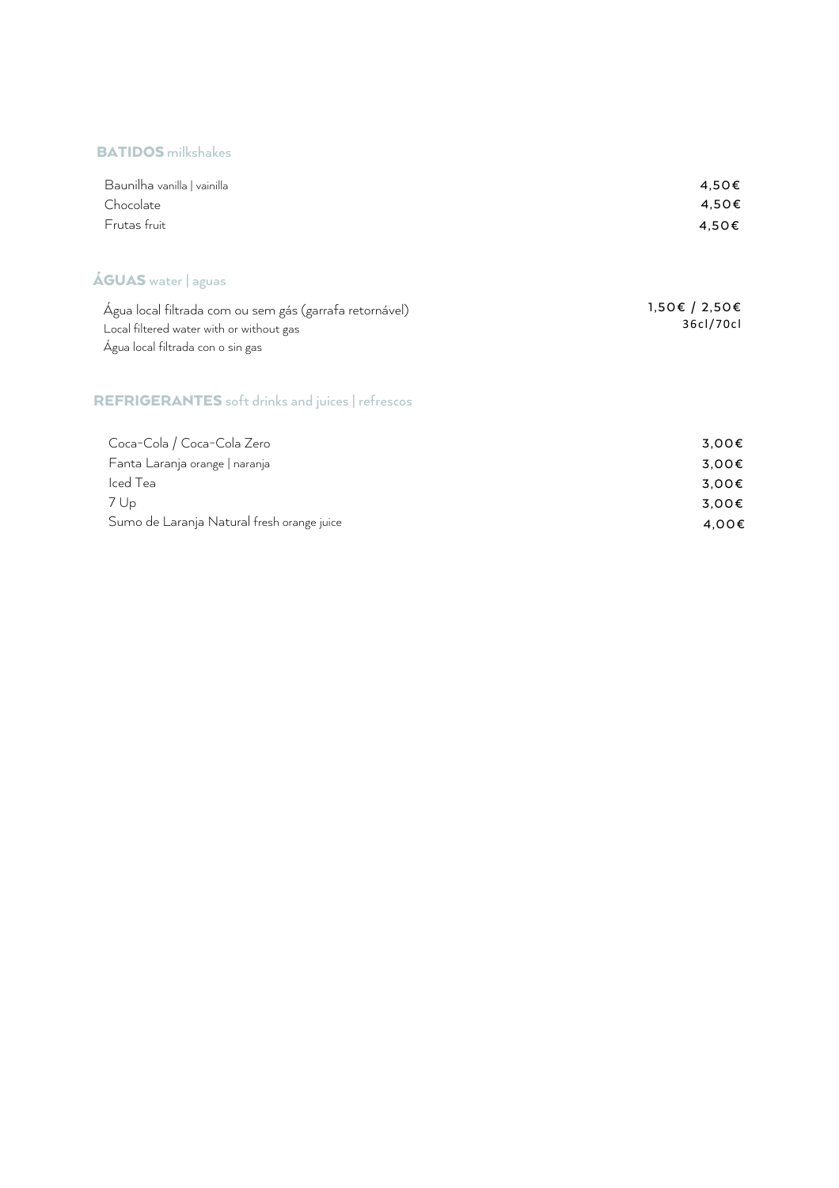## **BATIDOS** milkshakes

| | |
|---|---|
| Baunilha vanilla \| vainilla | 4,50€ |
| Chocolate | 4,50€ |
| Frutas fruit | 4,50€ |

## **ÁGUAS** water | aguas

| | |
|---|---|
| Água local filtrada com ou sem gás (garrafa retornável)<br>Local filtered water with or without gas<br>Água local filtrada con o sin gas | 1,50€ / 2,50€<br>36cl/70cl |

## **REFRIGERANTES** soft drinks and juices | refrescos

| | |
|---|---|
| Coca-Cola / Coca-Cola Zero | 3,00€ |
| Fanta Laranja orange \| naranja | 3,00€ |
| Iced Tea | 3,00€ |
| 7 Up | 3,00€ |
| Sumo de Laranja Natural fresh orange juice | 4,00€ |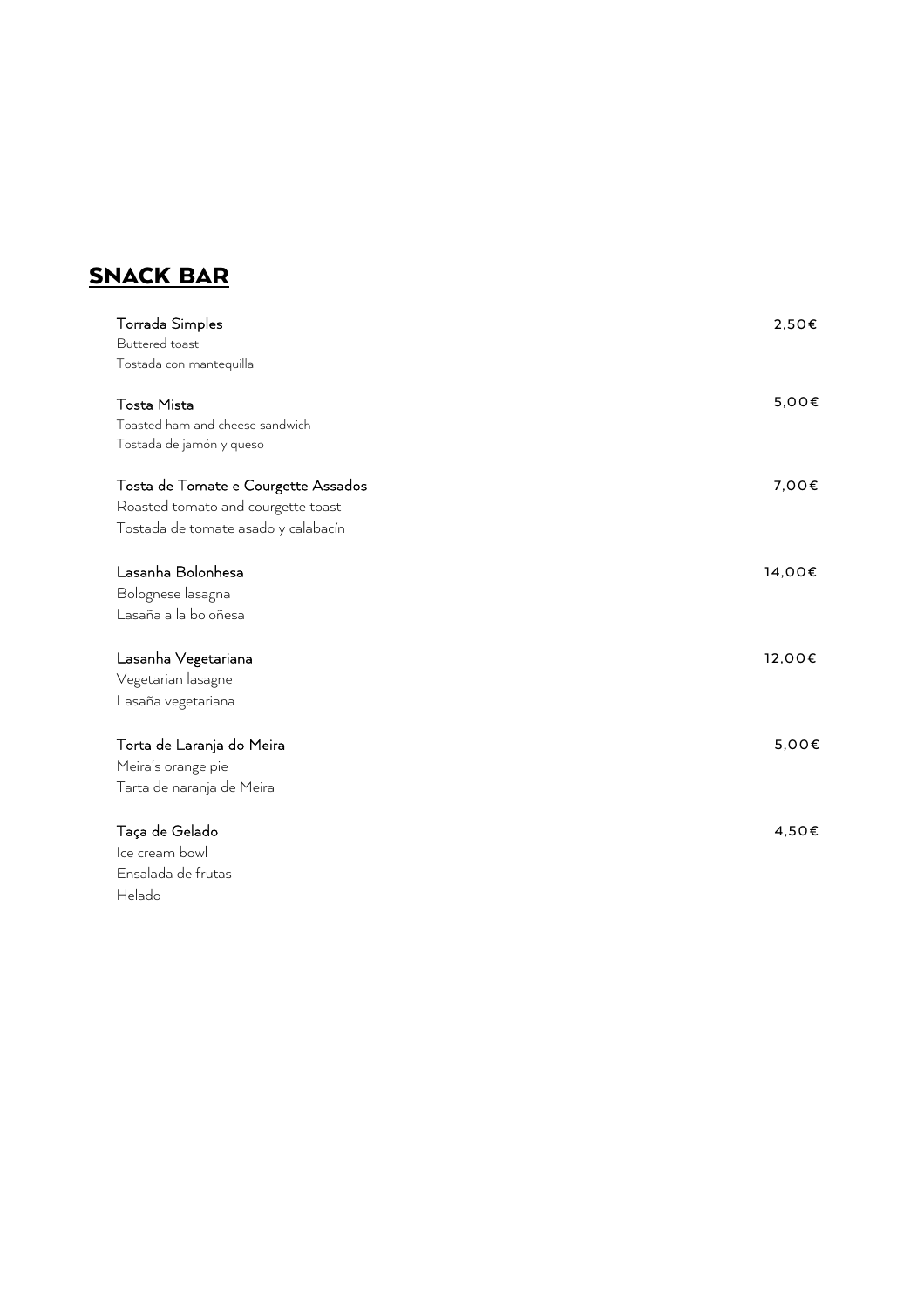## SNACK BAR

**Torrada Simples** 2,50€
Buttered toast
Tostada con mantequilla

**Tosta Mista** 5,00€
Toasted ham and cheese sandwich
Tostada de jamón y queso

**Tosta de Tomate e Courgette Assados** 7,00€
Roasted tomato and courgette toast
Tostada de tomate asado y calabacín

**Lasanha Bolonhesa** 14,00€
Bolognese lasagna
Lasaña a la boloñesa

**Lasanha Vegetariana** 12,00€
Vegetarian lasagne
Lasaña vegetariana

**Torta de Laranja do Meira** 5,00€
Meira's orange pie
Tarta de naranja de Meira

**Taça de Gelado** 4,50€
Ice cream bowl
Ensalada de frutas
Helado